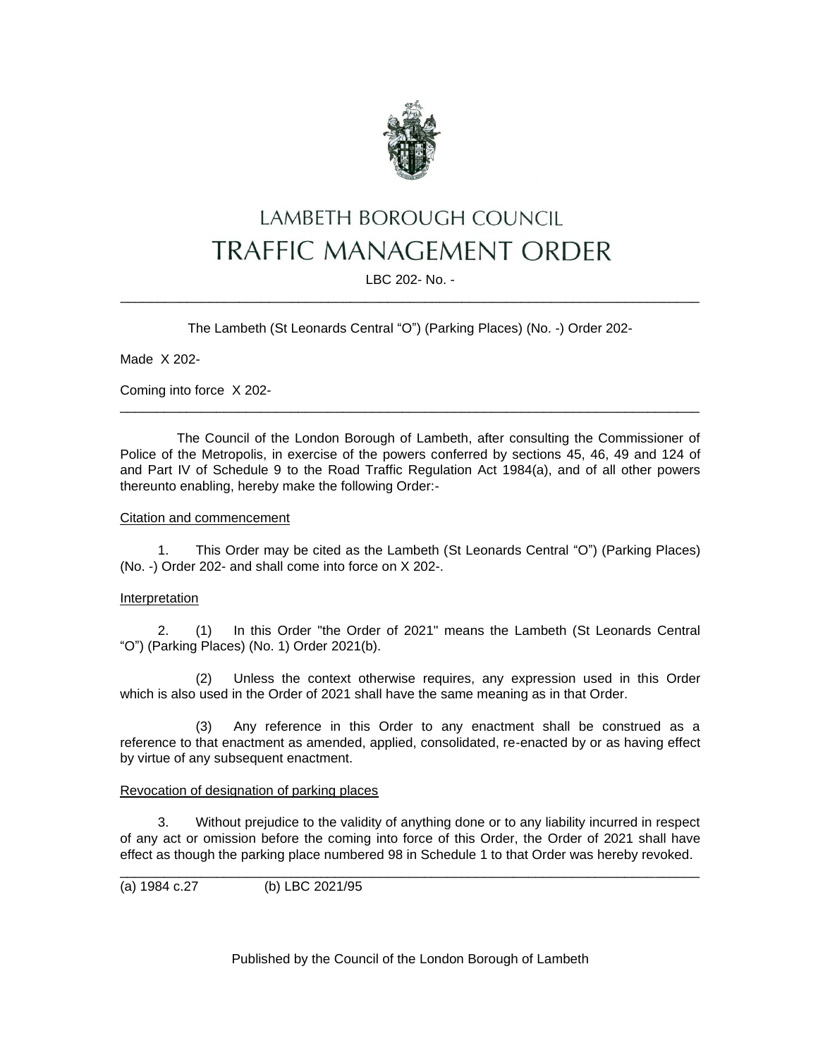# LAMBETH BOROUGH COUNCIL
# TRAFFIC MANAGEMENT ORDER

LBC 202- No. -

---

The Lambeth (St Leonards Central "O") (Parking Places) (No. -) Order 202-

Made X 202-

Coming into force X 202-

---

The Council of the London Borough of Lambeth, after consulting the Commissioner of Police of the Metropolis, in exercise of the powers conferred by sections 45, 46, 49 and 124 of and Part IV of Schedule 9 to the Road Traffic Regulation Act 1984(a), and of all other powers thereunto enabling, hereby make the following Order:-

Citation and commencement

1. This Order may be cited as the Lambeth (St Leonards Central "O") (Parking Places) (No. -) Order 202- and shall come into force on X 202-.

Interpretation

2. (1) In this Order "the Order of 2021" means the Lambeth (St Leonards Central "O") (Parking Places) (No. 1) Order 2021(b).

(2) Unless the context otherwise requires, any expression used in this Order which is also used in the Order of 2021 shall have the same meaning as in that Order.

(3) Any reference in this Order to any enactment shall be construed as a reference to that enactment as amended, applied, consolidated, re-enacted by or as having effect by virtue of any subsequent enactment.

Revocation of designation of parking places

3. Without prejudice to the validity of anything done or to any liability incurred in respect of any act or omission before the coming into force of this Order, the Order of 2021 shall have effect as though the parking place numbered 98 in Schedule 1 to that Order was hereby revoked.

---

(a) 1984 c.27 (b) LBC 2021/95

Published by the Council of the London Borough of Lambeth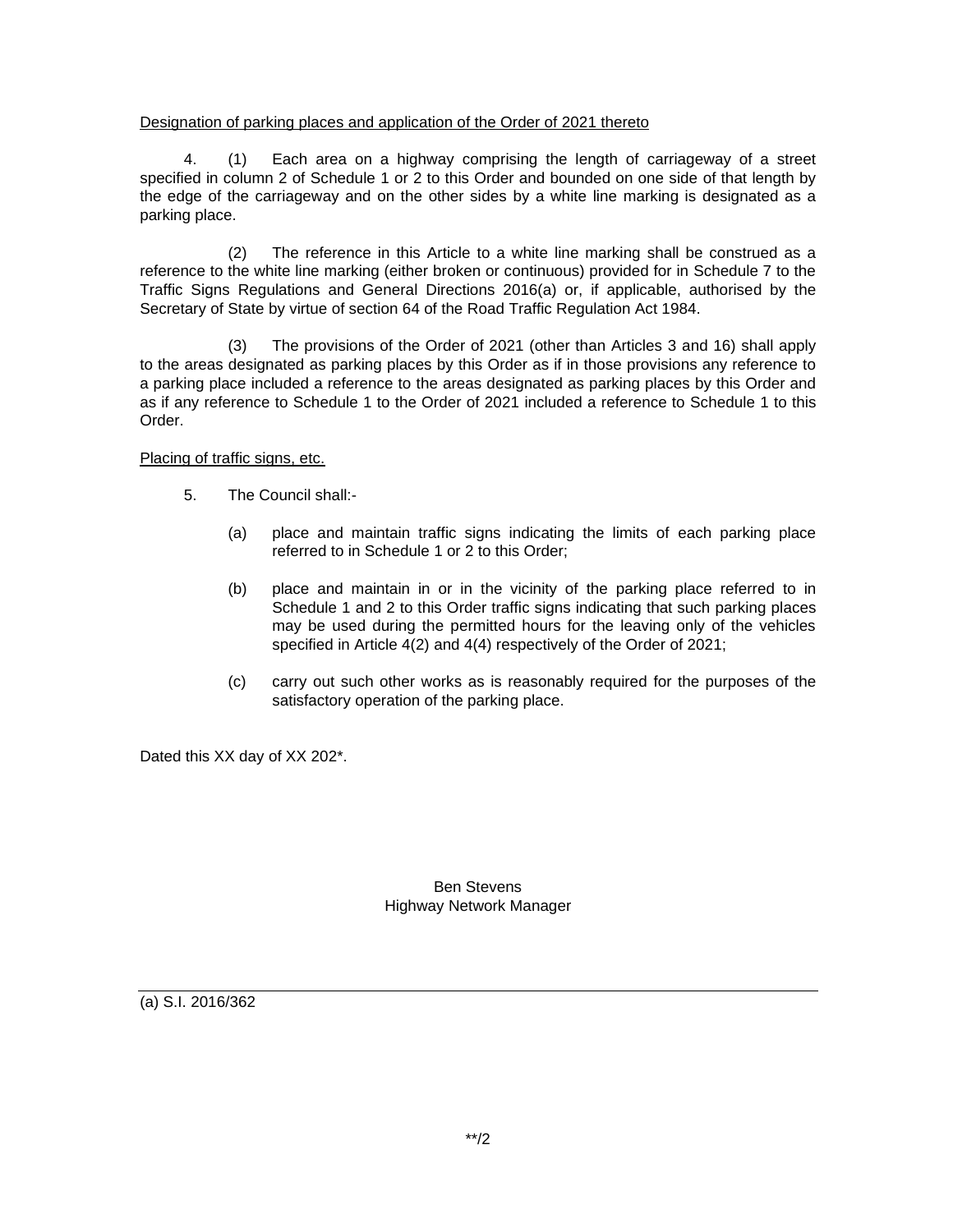<u>Designation of parking places and application of the Order of 2021 thereto</u>

4. (1) Each area on a highway comprising the length of carriageway of a street specified in column 2 of Schedule 1 or 2 to this Order and bounded on one side of that length by the edge of the carriageway and on the other sides by a white line marking is designated as a parking place.

(2) The reference in this Article to a white line marking shall be construed as a reference to the white line marking (either broken or continuous) provided for in Schedule 7 to the Traffic Signs Regulations and General Directions 2016(a) or, if applicable, authorised by the Secretary of State by virtue of section 64 of the Road Traffic Regulation Act 1984.

(3) The provisions of the Order of 2021 (other than Articles 3 and 16) shall apply to the areas designated as parking places by this Order as if in those provisions any reference to a parking place included a reference to the areas designated as parking places by this Order and as if any reference to Schedule 1 to the Order of 2021 included a reference to Schedule 1 to this Order.

<u>Placing of traffic signs, etc.</u>

5. The Council shall:-

(a) place and maintain traffic signs indicating the limits of each parking place referred to in Schedule 1 or 2 to this Order;

(b) place and maintain in or in the vicinity of the parking place referred to in Schedule 1 and 2 to this Order traffic signs indicating that such parking places may be used during the permitted hours for the leaving only of the vehicles specified in Article 4(2) and 4(4) respectively of the Order of 2021;

(c) carry out such other works as is reasonably required for the purposes of the satisfactory operation of the parking place.

Dated this XX day of XX 202*.

Ben Stevens
Highway Network Manager

---

(a) S.I. 2016/362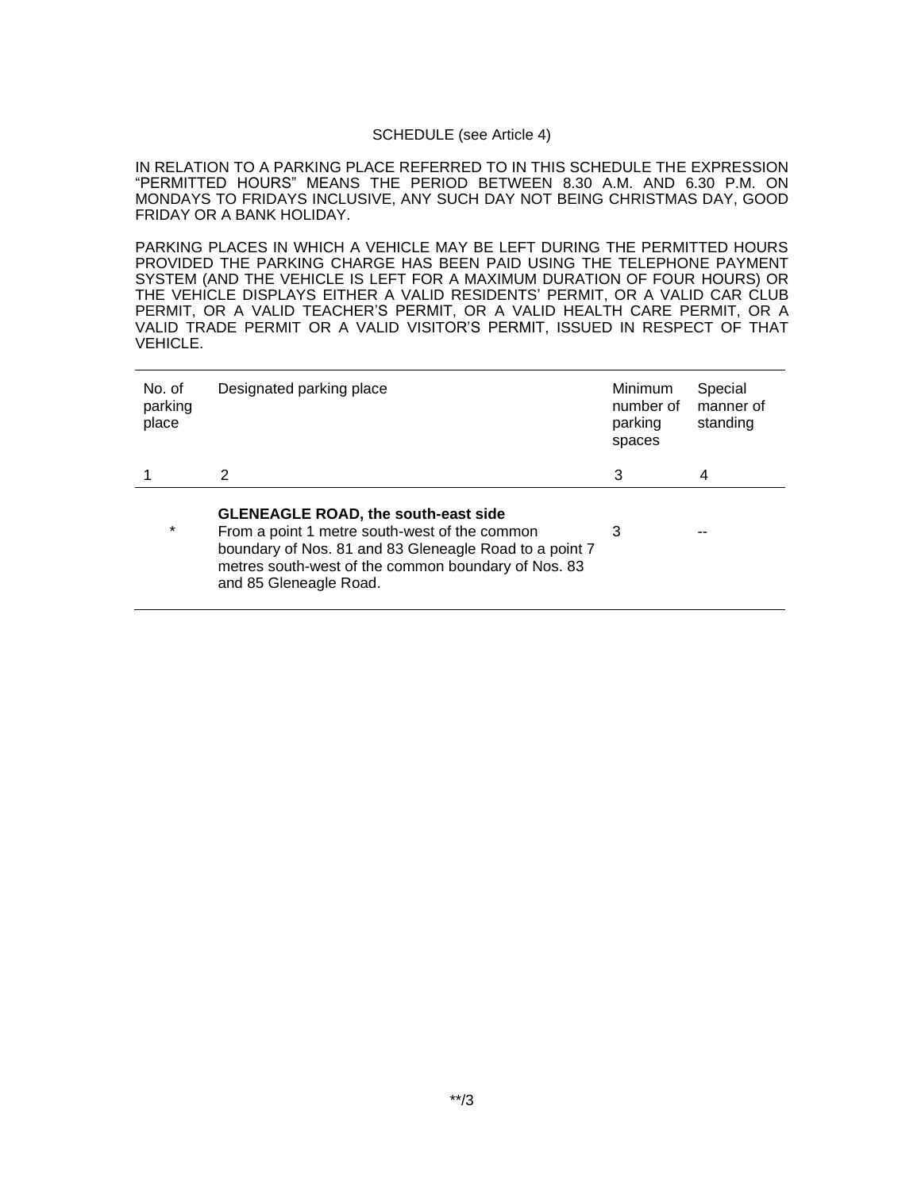SCHEDULE (see Article 4)

IN RELATION TO A PARKING PLACE REFERRED TO IN THIS SCHEDULE THE EXPRESSION "PERMITTED HOURS" MEANS THE PERIOD BETWEEN 8.30 A.M. AND 6.30 P.M. ON MONDAYS TO FRIDAYS INCLUSIVE, ANY SUCH DAY NOT BEING CHRISTMAS DAY, GOOD FRIDAY OR A BANK HOLIDAY.

PARKING PLACES IN WHICH A VEHICLE MAY BE LEFT DURING THE PERMITTED HOURS PROVIDED THE PARKING CHARGE HAS BEEN PAID USING THE TELEPHONE PAYMENT SYSTEM (AND THE VEHICLE IS LEFT FOR A MAXIMUM DURATION OF FOUR HOURS) OR THE VEHICLE DISPLAYS EITHER A VALID RESIDENTS' PERMIT, OR A VALID CAR CLUB PERMIT, OR A VALID TEACHER'S PERMIT, OR A VALID HEALTH CARE PERMIT, OR A VALID TRADE PERMIT OR A VALID VISITOR'S PERMIT, ISSUED IN RESPECT OF THAT VEHICLE.

| No. of parking place | Designated parking place | Minimum number of parking spaces | Special manner of standing |
|---|---|---|---|
| 1 | 2 | 3 | 4 |
| * | **GLENEAGLE ROAD, the south-east side** From a point 1 metre south-west of the common boundary of Nos. 81 and 83 Gleneagle Road to a point 7 metres south-west of the common boundary of Nos. 83 and 85 Gleneagle Road. | 3 | -- |